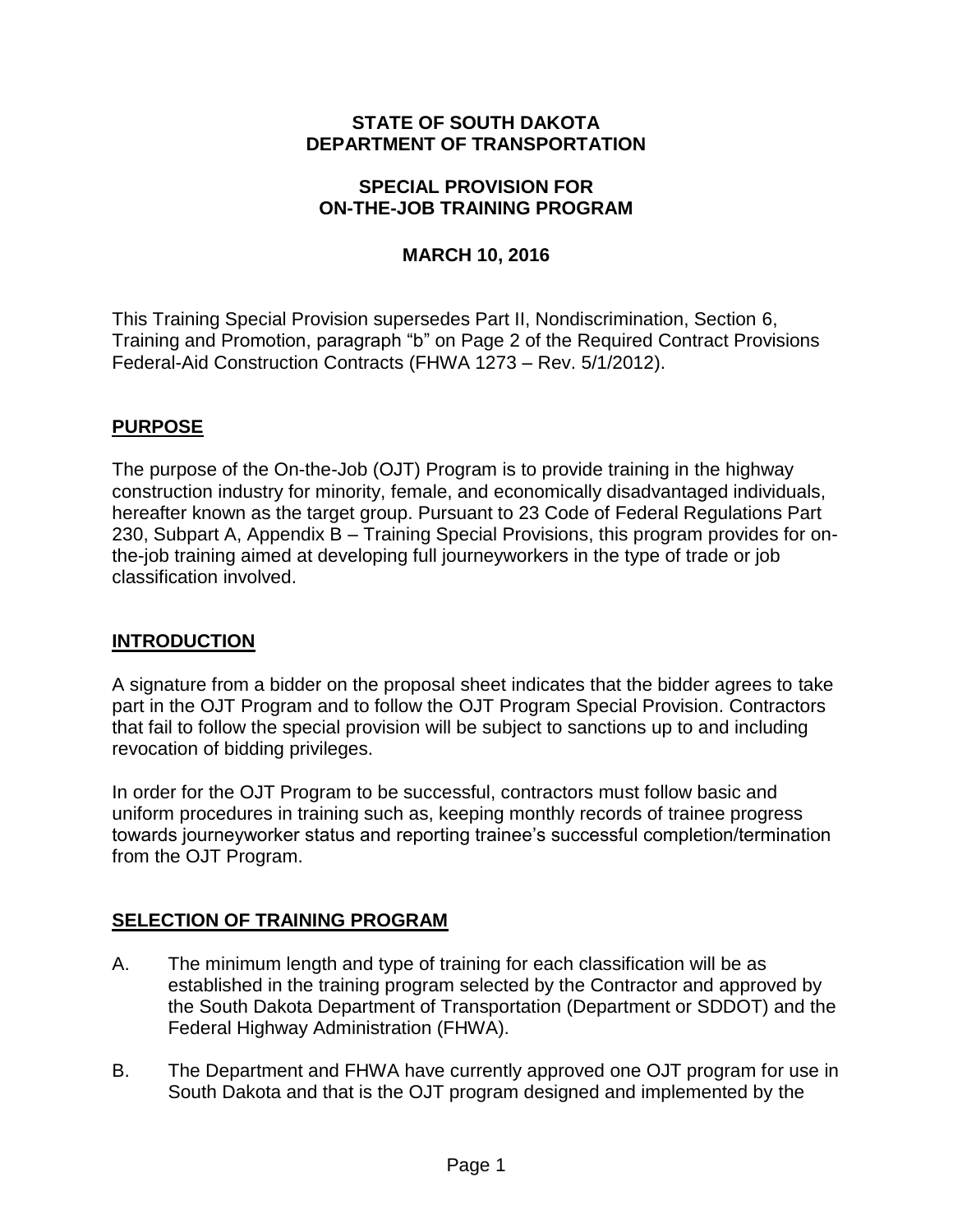# STATE OF SOUTH DAKOTA
# DEPARTMENT OF TRANSPORTATION

## SPECIAL PROVISION FOR ON-THE-JOB TRAINING PROGRAM

## MARCH 10, 2016

This Training Special Provision supersedes Part II, Nondiscrimination, Section 6, Training and Promotion, paragraph "b" on Page 2 of the Required Contract Provisions Federal-Aid Construction Contracts (FHWA 1273 – Rev. 5/1/2012).

## PURPOSE

The purpose of the On-the-Job (OJT) Program is to provide training in the highway construction industry for minority, female, and economically disadvantaged individuals, hereafter known as the target group. Pursuant to 23 Code of Federal Regulations Part 230, Subpart A, Appendix B – Training Special Provisions, this program provides for on-the-job training aimed at developing full journeyworkers in the type of trade or job classification involved.

## INTRODUCTION

A signature from a bidder on the proposal sheet indicates that the bidder agrees to take part in the OJT Program and to follow the OJT Program Special Provision. Contractors that fail to follow the special provision will be subject to sanctions up to and including revocation of bidding privileges.

In order for the OJT Program to be successful, contractors must follow basic and uniform procedures in training such as, keeping monthly records of trainee progress towards journeyworker status and reporting trainee's successful completion/termination from the OJT Program.

## SELECTION OF TRAINING PROGRAM

A. The minimum length and type of training for each classification will be as established in the training program selected by the Contractor and approved by the South Dakota Department of Transportation (Department or SDDOT) and the Federal Highway Administration (FHWA).

B. The Department and FHWA have currently approved one OJT program for use in South Dakota and that is the OJT program designed and implemented by the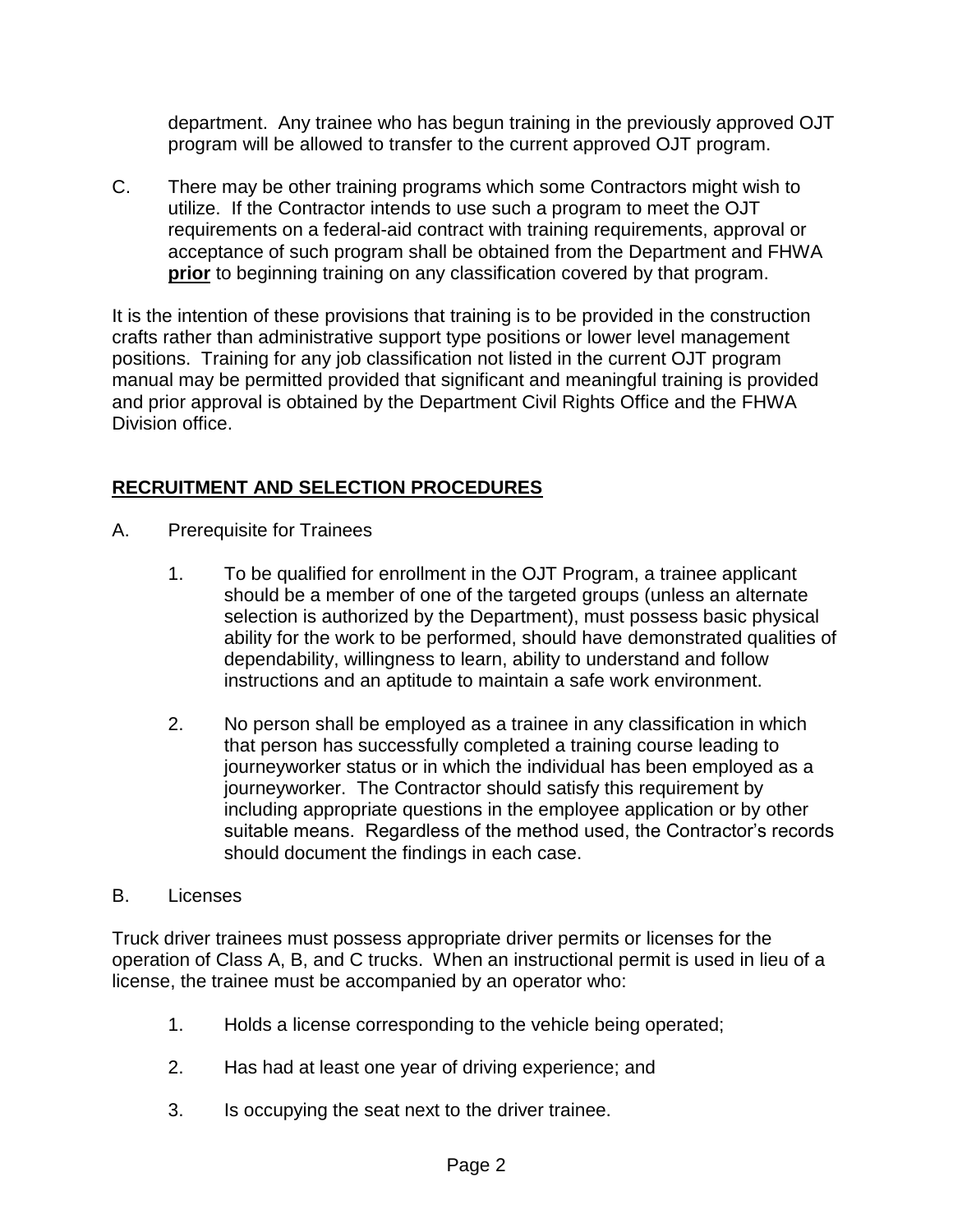department. Any trainee who has begun training in the previously approved OJT program will be allowed to transfer to the current approved OJT program.

C. There may be other training programs which some Contractors might wish to utilize. If the Contractor intends to use such a program to meet the OJT requirements on a federal-aid contract with training requirements, approval or acceptance of such program shall be obtained from the Department and FHWA **prior** to beginning training on any classification covered by that program.

It is the intention of these provisions that training is to be provided in the construction crafts rather than administrative support type positions or lower level management positions. Training for any job classification not listed in the current OJT program manual may be permitted provided that significant and meaningful training is provided and prior approval is obtained by the Department Civil Rights Office and the FHWA Division office.

## RECRUITMENT AND SELECTION PROCEDURES

A. Prerequisite for Trainees

1. To be qualified for enrollment in the OJT Program, a trainee applicant should be a member of one of the targeted groups (unless an alternate selection is authorized by the Department), must possess basic physical ability for the work to be performed, should have demonstrated qualities of dependability, willingness to learn, ability to understand and follow instructions and an aptitude to maintain a safe work environment.

2. No person shall be employed as a trainee in any classification in which that person has successfully completed a training course leading to journeyworker status or in which the individual has been employed as a journeyworker. The Contractor should satisfy this requirement by including appropriate questions in the employee application or by other suitable means. Regardless of the method used, the Contractor's records should document the findings in each case.

B. Licenses

Truck driver trainees must possess appropriate driver permits or licenses for the operation of Class A, B, and C trucks. When an instructional permit is used in lieu of a license, the trainee must be accompanied by an operator who:

1. Holds a license corresponding to the vehicle being operated;

2. Has had at least one year of driving experience; and

3. Is occupying the seat next to the driver trainee.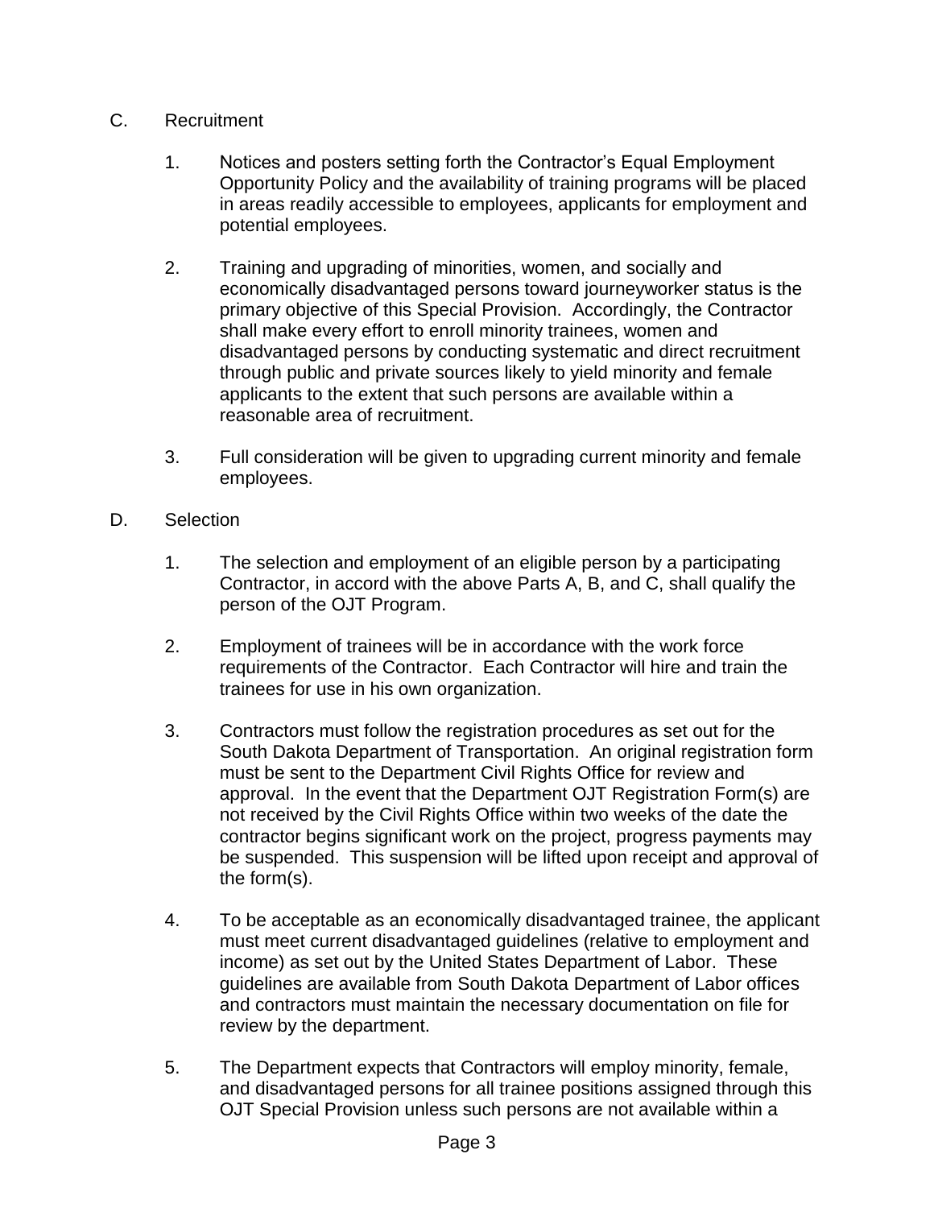C. Recruitment

1. Notices and posters setting forth the Contractor's Equal Employment Opportunity Policy and the availability of training programs will be placed in areas readily accessible to employees, applicants for employment and potential employees.

2. Training and upgrading of minorities, women, and socially and economically disadvantaged persons toward journeyworker status is the primary objective of this Special Provision. Accordingly, the Contractor shall make every effort to enroll minority trainees, women and disadvantaged persons by conducting systematic and direct recruitment through public and private sources likely to yield minority and female applicants to the extent that such persons are available within a reasonable area of recruitment.

3. Full consideration will be given to upgrading current minority and female employees.

D. Selection

1. The selection and employment of an eligible person by a participating Contractor, in accord with the above Parts A, B, and C, shall qualify the person of the OJT Program.

2. Employment of trainees will be in accordance with the work force requirements of the Contractor. Each Contractor will hire and train the trainees for use in his own organization.

3. Contractors must follow the registration procedures as set out for the South Dakota Department of Transportation. An original registration form must be sent to the Department Civil Rights Office for review and approval. In the event that the Department OJT Registration Form(s) are not received by the Civil Rights Office within two weeks of the date the contractor begins significant work on the project, progress payments may be suspended. This suspension will be lifted upon receipt and approval of the form(s).

4. To be acceptable as an economically disadvantaged trainee, the applicant must meet current disadvantaged guidelines (relative to employment and income) as set out by the United States Department of Labor. These guidelines are available from South Dakota Department of Labor offices and contractors must maintain the necessary documentation on file for review by the department.

5. The Department expects that Contractors will employ minority, female, and disadvantaged persons for all trainee positions assigned through this OJT Special Provision unless such persons are not available within a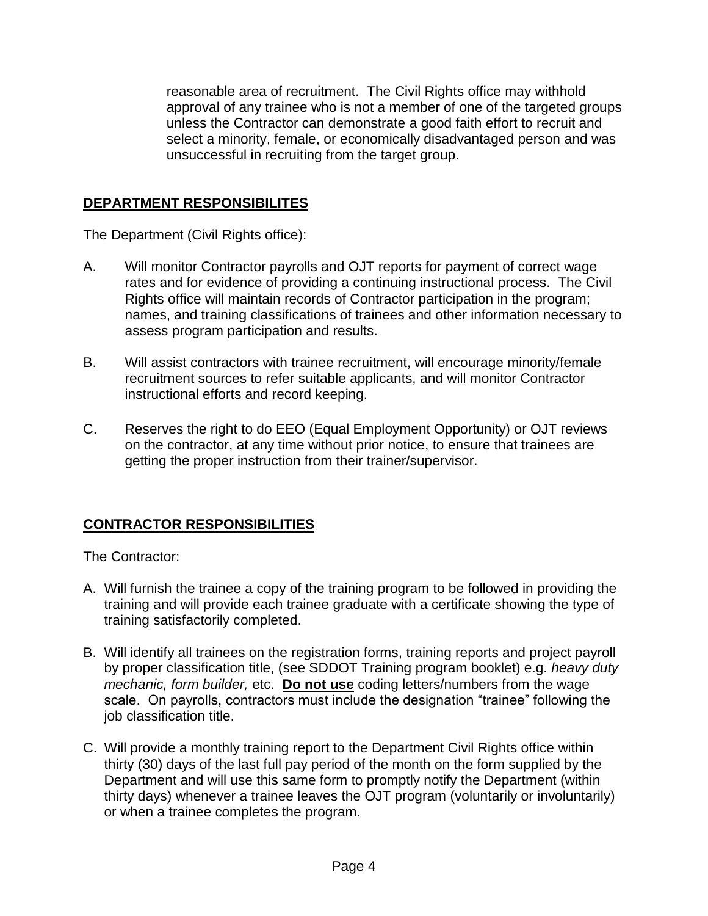reasonable area of recruitment. The Civil Rights office may withhold approval of any trainee who is not a member of one of the targeted groups unless the Contractor can demonstrate a good faith effort to recruit and select a minority, female, or economically disadvantaged person and was unsuccessful in recruiting from the target group.

## DEPARTMENT RESPONSIBILITES

The Department (Civil Rights office):

A. Will monitor Contractor payrolls and OJT reports for payment of correct wage rates and for evidence of providing a continuing instructional process. The Civil Rights office will maintain records of Contractor participation in the program; names, and training classifications of trainees and other information necessary to assess program participation and results.

B. Will assist contractors with trainee recruitment, will encourage minority/female recruitment sources to refer suitable applicants, and will monitor Contractor instructional efforts and record keeping.

C. Reserves the right to do EEO (Equal Employment Opportunity) or OJT reviews on the contractor, at any time without prior notice, to ensure that trainees are getting the proper instruction from their trainer/supervisor.

## CONTRACTOR RESPONSIBILITIES

The Contractor:

A. Will furnish the trainee a copy of the training program to be followed in providing the training and will provide each trainee graduate with a certificate showing the type of training satisfactorily completed.

B. Will identify all trainees on the registration forms, training reports and project payroll by proper classification title, (see SDDOT Training program booklet) e.g. *heavy duty mechanic, form builder,* etc. **Do not use** coding letters/numbers from the wage scale. On payrolls, contractors must include the designation "trainee" following the job classification title.

C. Will provide a monthly training report to the Department Civil Rights office within thirty (30) days of the last full pay period of the month on the form supplied by the Department and will use this same form to promptly notify the Department (within thirty days) whenever a trainee leaves the OJT program (voluntarily or involuntarily) or when a trainee completes the program.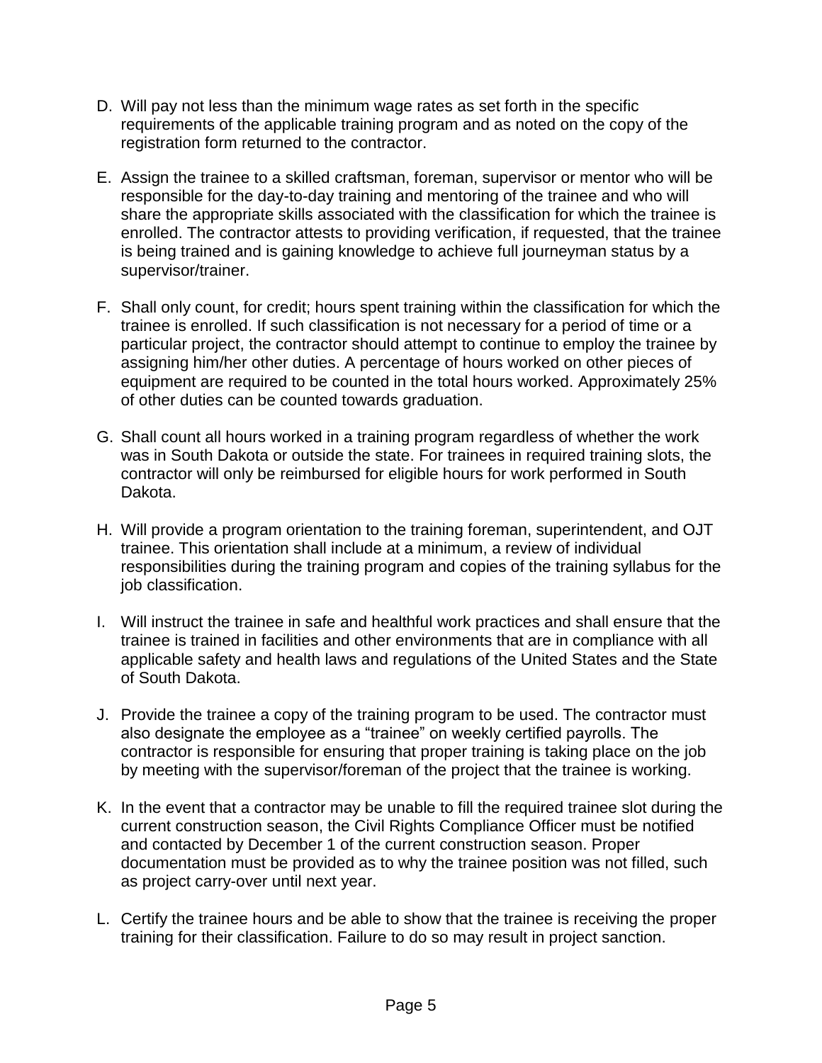D. Will pay not less than the minimum wage rates as set forth in the specific requirements of the applicable training program and as noted on the copy of the registration form returned to the contractor.

E. Assign the trainee to a skilled craftsman, foreman, supervisor or mentor who will be responsible for the day-to-day training and mentoring of the trainee and who will share the appropriate skills associated with the classification for which the trainee is enrolled. The contractor attests to providing verification, if requested, that the trainee is being trained and is gaining knowledge to achieve full journeyman status by a supervisor/trainer.

F. Shall only count, for credit; hours spent training within the classification for which the trainee is enrolled. If such classification is not necessary for a period of time or a particular project, the contractor should attempt to continue to employ the trainee by assigning him/her other duties. A percentage of hours worked on other pieces of equipment are required to be counted in the total hours worked. Approximately 25% of other duties can be counted towards graduation.

G. Shall count all hours worked in a training program regardless of whether the work was in South Dakota or outside the state. For trainees in required training slots, the contractor will only be reimbursed for eligible hours for work performed in South Dakota.

H. Will provide a program orientation to the training foreman, superintendent, and OJT trainee. This orientation shall include at a minimum, a review of individual responsibilities during the training program and copies of the training syllabus for the job classification.

I. Will instruct the trainee in safe and healthful work practices and shall ensure that the trainee is trained in facilities and other environments that are in compliance with all applicable safety and health laws and regulations of the United States and the State of South Dakota.

J. Provide the trainee a copy of the training program to be used. The contractor must also designate the employee as a "trainee" on weekly certified payrolls. The contractor is responsible for ensuring that proper training is taking place on the job by meeting with the supervisor/foreman of the project that the trainee is working.

K. In the event that a contractor may be unable to fill the required trainee slot during the current construction season, the Civil Rights Compliance Officer must be notified and contacted by December 1 of the current construction season. Proper documentation must be provided as to why the trainee position was not filled, such as project carry-over until next year.

L. Certify the trainee hours and be able to show that the trainee is receiving the proper training for their classification. Failure to do so may result in project sanction.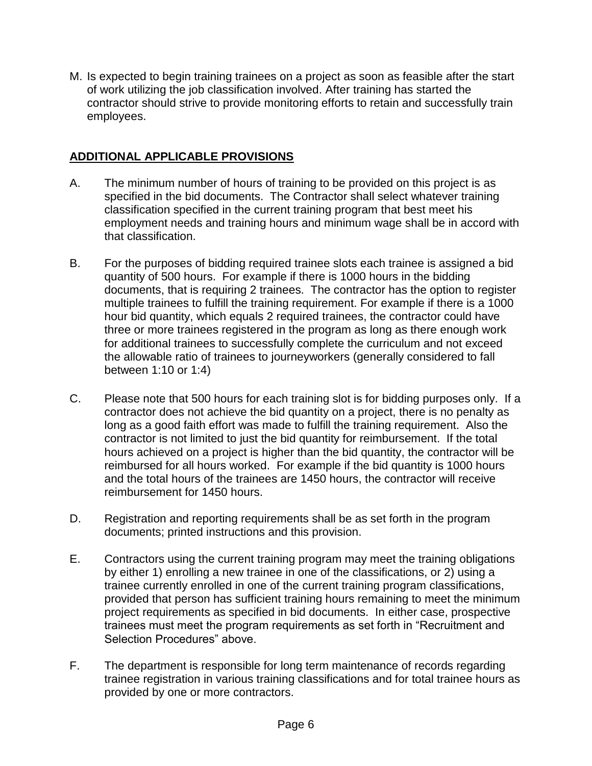M. Is expected to begin training trainees on a project as soon as feasible after the start of work utilizing the job classification involved. After training has started the contractor should strive to provide monitoring efforts to retain and successfully train employees.

## ADDITIONAL APPLICABLE PROVISIONS

A. The minimum number of hours of training to be provided on this project is as specified in the bid documents. The Contractor shall select whatever training classification specified in the current training program that best meet his employment needs and training hours and minimum wage shall be in accord with that classification.

B. For the purposes of bidding required trainee slots each trainee is assigned a bid quantity of 500 hours. For example if there is 1000 hours in the bidding documents, that is requiring 2 trainees. The contractor has the option to register multiple trainees to fulfill the training requirement. For example if there is a 1000 hour bid quantity, which equals 2 required trainees, the contractor could have three or more trainees registered in the program as long as there enough work for additional trainees to successfully complete the curriculum and not exceed the allowable ratio of trainees to journeyworkers (generally considered to fall between 1:10 or 1:4)

C. Please note that 500 hours for each training slot is for bidding purposes only. If a contractor does not achieve the bid quantity on a project, there is no penalty as long as a good faith effort was made to fulfill the training requirement. Also the contractor is not limited to just the bid quantity for reimbursement. If the total hours achieved on a project is higher than the bid quantity, the contractor will be reimbursed for all hours worked. For example if the bid quantity is 1000 hours and the total hours of the trainees are 1450 hours, the contractor will receive reimbursement for 1450 hours.

D. Registration and reporting requirements shall be as set forth in the program documents; printed instructions and this provision.

E. Contractors using the current training program may meet the training obligations by either 1) enrolling a new trainee in one of the classifications, or 2) using a trainee currently enrolled in one of the current training program classifications, provided that person has sufficient training hours remaining to meet the minimum project requirements as specified in bid documents. In either case, prospective trainees must meet the program requirements as set forth in “Recruitment and Selection Procedures” above.

F. The department is responsible for long term maintenance of records regarding trainee registration in various training classifications and for total trainee hours as provided by one or more contractors.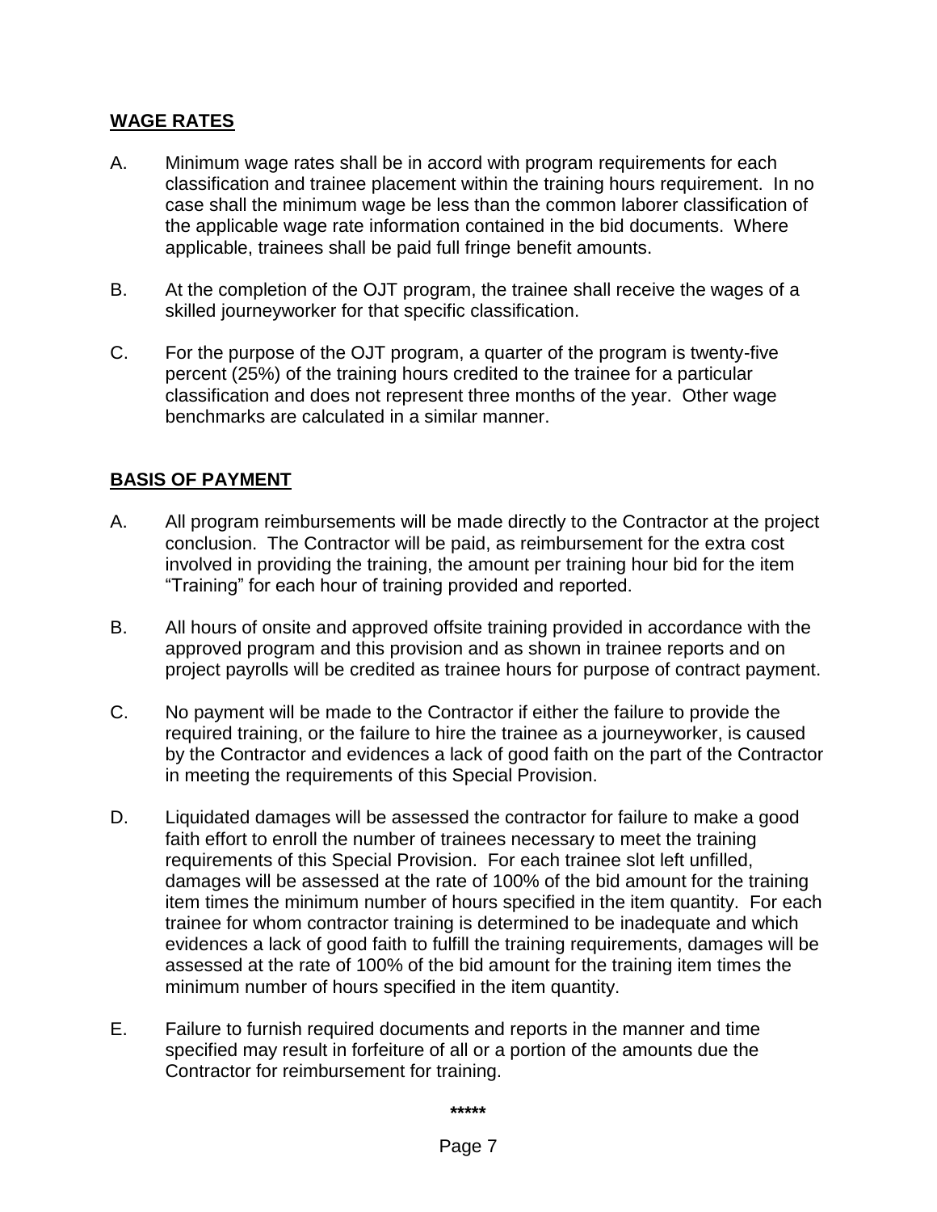## WAGE RATES

A. Minimum wage rates shall be in accord with program requirements for each classification and trainee placement within the training hours requirement. In no case shall the minimum wage be less than the common laborer classification of the applicable wage rate information contained in the bid documents. Where applicable, trainees shall be paid full fringe benefit amounts.

B. At the completion of the OJT program, the trainee shall receive the wages of a skilled journeyworker for that specific classification.

C. For the purpose of the OJT program, a quarter of the program is twenty-five percent (25%) of the training hours credited to the trainee for a particular classification and does not represent three months of the year. Other wage benchmarks are calculated in a similar manner.

## BASIS OF PAYMENT

A. All program reimbursements will be made directly to the Contractor at the project conclusion. The Contractor will be paid, as reimbursement for the extra cost involved in providing the training, the amount per training hour bid for the item "Training" for each hour of training provided and reported.

B. All hours of onsite and approved offsite training provided in accordance with the approved program and this provision and as shown in trainee reports and on project payrolls will be credited as trainee hours for purpose of contract payment.

C. No payment will be made to the Contractor if either the failure to provide the required training, or the failure to hire the trainee as a journeyworker, is caused by the Contractor and evidences a lack of good faith on the part of the Contractor in meeting the requirements of this Special Provision.

D. Liquidated damages will be assessed the contractor for failure to make a good faith effort to enroll the number of trainees necessary to meet the training requirements of this Special Provision. For each trainee slot left unfilled, damages will be assessed at the rate of 100% of the bid amount for the training item times the minimum number of hours specified in the item quantity. For each trainee for whom contractor training is determined to be inadequate and which evidences a lack of good faith to fulfill the training requirements, damages will be assessed at the rate of 100% of the bid amount for the training item times the minimum number of hours specified in the item quantity.

E. Failure to furnish required documents and reports in the manner and time specified may result in forfeiture of all or a portion of the amounts due the Contractor for reimbursement for training.

*****